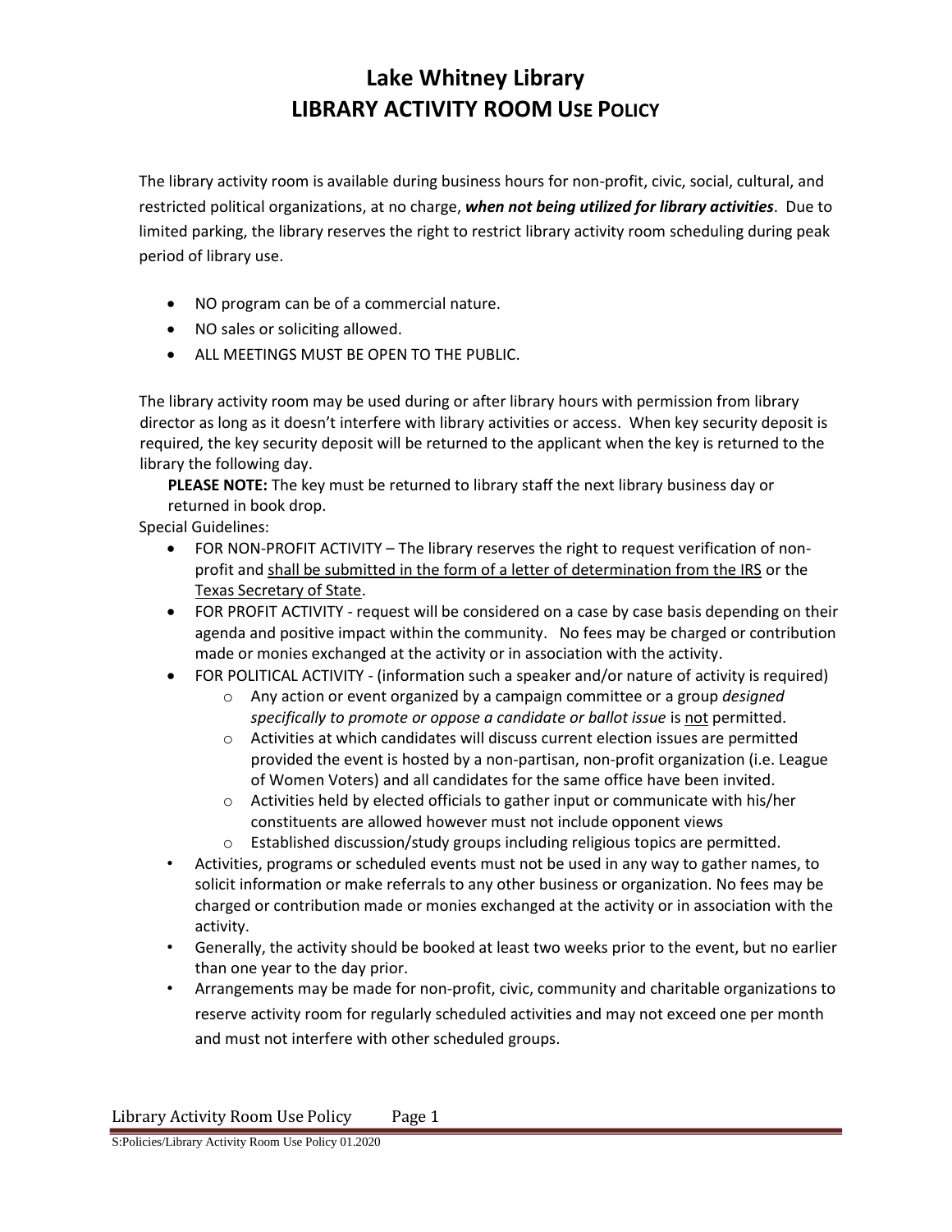# Lake Whitney Library
# LIBRARY ACTIVITY ROOM USE POLICY

The library activity room is available during business hours for non-profit, civic, social, cultural, and restricted political organizations, at no charge, ***when not being utilized for library activities***. Due to limited parking, the library reserves the right to restrict library activity room scheduling during peak period of library use.

- NO program can be of a commercial nature.
- NO sales or soliciting allowed.
- ALL MEETINGS MUST BE OPEN TO THE PUBLIC.

The library activity room may be used during or after library hours with permission from library director as long as it doesn't interfere with library activities or access. When key security deposit is required, the key security deposit will be returned to the applicant when the key is returned to the library the following day.

**PLEASE NOTE:** The key must be returned to library staff the next library business day or returned in book drop.

Special Guidelines:

- FOR NON-PROFIT ACTIVITY – The library reserves the right to request verification of non-profit and <u>shall be submitted in the form of a letter of determination from the IRS</u> or the <u>Texas Secretary of State</u>.
- FOR PROFIT ACTIVITY - request will be considered on a case by case basis depending on their agenda and positive impact within the community. No fees may be charged or contribution made or monies exchanged at the activity or in association with the activity.
- FOR POLITICAL ACTIVITY - (information such a speaker and/or nature of activity is required)
  - Any action or event organized by a campaign committee or a group *designed specifically to promote or oppose a candidate or ballot issue* is <u>not</u> permitted.
  - Activities at which candidates will discuss current election issues are permitted provided the event is hosted by a non-partisan, non-profit organization (i.e. League of Women Voters) and all candidates for the same office have been invited.
  - Activities held by elected officials to gather input or communicate with his/her constituents are allowed however must not include opponent views
  - Established discussion/study groups including religious topics are permitted.
- Activities, programs or scheduled events must not be used in any way to gather names, to solicit information or make referrals to any other business or organization. No fees may be charged or contribution made or monies exchanged at the activity or in association with the activity.
- Generally, the activity should be booked at least two weeks prior to the event, but no earlier than one year to the day prior.
- Arrangements may be made for non-profit, civic, community and charitable organizations to reserve activity room for regularly scheduled activities and may not exceed one per month and must not interfere with other scheduled groups.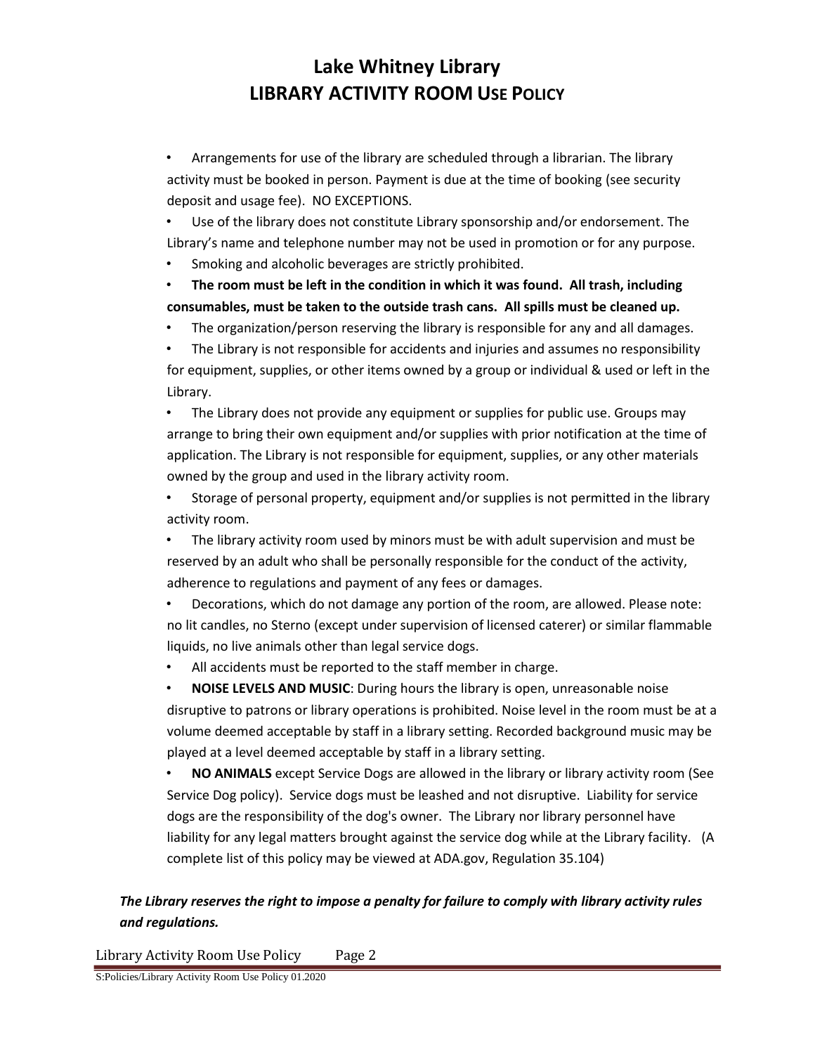# Lake Whitney Library
# LIBRARY ACTIVITY ROOM USE POLICY

- Arrangements for use of the library are scheduled through a librarian. The library activity must be booked in person. Payment is due at the time of booking (see security deposit and usage fee). NO EXCEPTIONS.
- Use of the library does not constitute Library sponsorship and/or endorsement. The Library's name and telephone number may not be used in promotion or for any purpose.
- Smoking and alcoholic beverages are strictly prohibited.
- **The room must be left in the condition in which it was found. All trash, including consumables, must be taken to the outside trash cans. All spills must be cleaned up.**
- The organization/person reserving the library is responsible for any and all damages.
- The Library is not responsible for accidents and injuries and assumes no responsibility for equipment, supplies, or other items owned by a group or individual & used or left in the Library.
- The Library does not provide any equipment or supplies for public use. Groups may arrange to bring their own equipment and/or supplies with prior notification at the time of application. The Library is not responsible for equipment, supplies, or any other materials owned by the group and used in the library activity room.
- Storage of personal property, equipment and/or supplies is not permitted in the library activity room.
- The library activity room used by minors must be with adult supervision and must be reserved by an adult who shall be personally responsible for the conduct of the activity, adherence to regulations and payment of any fees or damages.
- Decorations, which do not damage any portion of the room, are allowed. Please note: no lit candles, no Sterno (except under supervision of licensed caterer) or similar flammable liquids, no live animals other than legal service dogs.
- All accidents must be reported to the staff member in charge.
- **NOISE LEVELS AND MUSIC**: During hours the library is open, unreasonable noise disruptive to patrons or library operations is prohibited. Noise level in the room must be at a volume deemed acceptable by staff in a library setting. Recorded background music may be played at a level deemed acceptable by staff in a library setting.
- **NO ANIMALS** except Service Dogs are allowed in the library or library activity room (See Service Dog policy). Service dogs must be leashed and not disruptive. Liability for service dogs are the responsibility of the dog's owner. The Library nor library personnel have liability for any legal matters brought against the service dog while at the Library facility. (A complete list of this policy may be viewed at ADA.gov, Regulation 35.104)

***The Library reserves the right to impose a penalty for failure to comply with library activity rules and regulations.***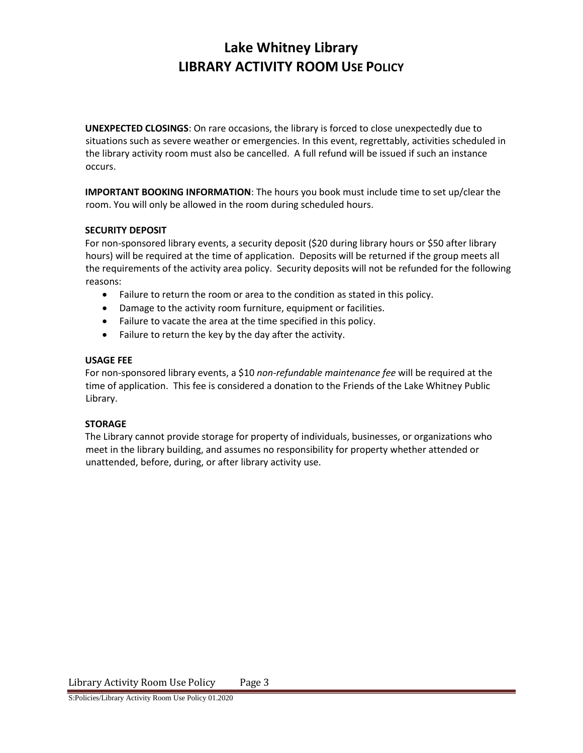# Lake Whitney Library
# LIBRARY ACTIVITY ROOM USE POLICY

**UNEXPECTED CLOSINGS**: On rare occasions, the library is forced to close unexpectedly due to situations such as severe weather or emergencies. In this event, regrettably, activities scheduled in the library activity room must also be cancelled. A full refund will be issued if such an instance occurs.

**IMPORTANT BOOKING INFORMATION**: The hours you book must include time to set up/clear the room. You will only be allowed in the room during scheduled hours.

**SECURITY DEPOSIT**

For non-sponsored library events, a security deposit ($20 during library hours or $50 after library hours) will be required at the time of application. Deposits will be returned if the group meets all the requirements of the activity area policy. Security deposits will not be refunded for the following reasons:

- Failure to return the room or area to the condition as stated in this policy.
- Damage to the activity room furniture, equipment or facilities.
- Failure to vacate the area at the time specified in this policy.
- Failure to return the key by the day after the activity.

**USAGE FEE**

For non-sponsored library events, a $10 *non-refundable maintenance fee* will be required at the time of application. This fee is considered a donation to the Friends of the Lake Whitney Public Library.

**STORAGE**

The Library cannot provide storage for property of individuals, businesses, or organizations who meet in the library building, and assumes no responsibility for property whether attended or unattended, before, during, or after library activity use.